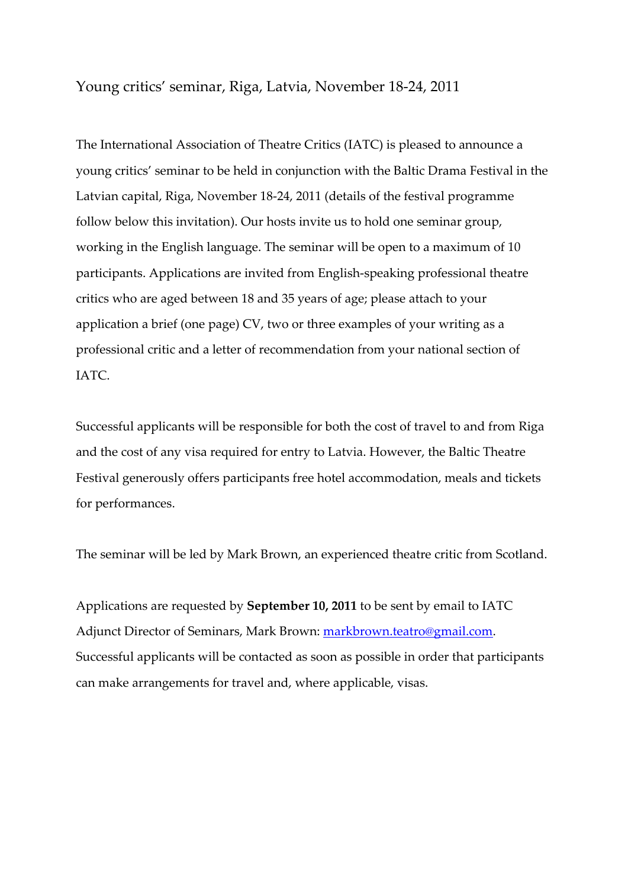# Young critics' seminar, Riga, Latvia, November 18-24, 2011

The International Association of Theatre Critics (IATC) is pleased to announce a young critics' seminar to be held in conjunction with the Baltic Drama Festival in the Latvian capital, Riga, November 18-24, 2011 (details of the festival programme follow below this invitation). Our hosts invite us to hold one seminar group, working in the English language. The seminar will be open to a maximum of 10 participants. Applications are invited from English-speaking professional theatre critics who are aged between 18 and 35 years of age; please attach to your application a brief (one page) CV, two or three examples of your writing as a professional critic and a letter of recommendation from your national section of IATC.

Successful applicants will be responsible for both the cost of travel to and from Riga and the cost of any visa required for entry to Latvia. However, the Baltic Theatre Festival generously offers participants free hotel accommodation, meals and tickets for performances.

The seminar will be led by Mark Brown, an experienced theatre critic from Scotland.

Applications are requested by **September 10, 2011** to be sent by email to IATC Adjunct Director of Seminars, Mark Brown: markbrown.teatro@gmail.com. Successful applicants will be contacted as soon as possible in order that participants can make arrangements for travel and, where applicable, visas.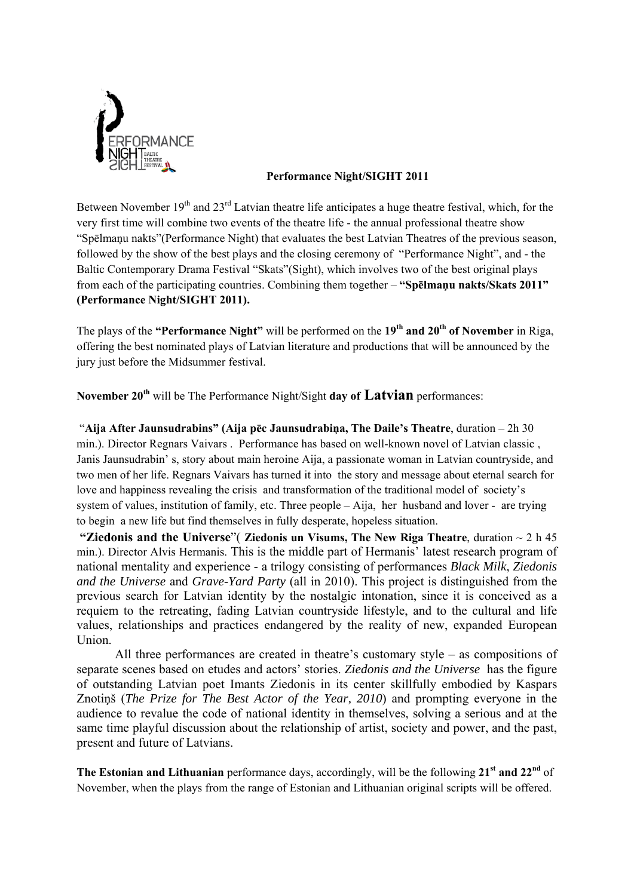**Performance Night/SIGHT 2011**

Between November 19th and 23rd Latvian theatre life anticipates a huge theatre festival, which, for the very first time will combine two events of the theatre life - the annual professional theatre show "Spēlmaņu nakts"(Performance Night) that evaluates the best Latvian Theatres of the previous season, followed by the show of the best plays and the closing ceremony of "Performance Night", and - the Baltic Contemporary Drama Festival "Skats"(Sight), which involves two of the best original plays from each of the participating countries. Combining them together – **"Spēlmaņu nakts/Skats 2011" (Performance Night/SIGHT 2011).**

The plays of the **"Performance Night"** will be performed on the **19th and 20th of November** in Riga, offering the best nominated plays of Latvian literature and productions that will be announced by the jury just before the Midsummer festival.

**November 20th** will be The Performance Night/Sight **day of Latvian** performances:

"**Aija After Jaunsudrabins" (Aija pēc Jaunsudrabiņa, The Daile's Theatre**, duration – 2h 30 min.). Director Regnars Vaivars . Performance has based on well-known novel of Latvian classic , Janis Jaunsudrabin' s, story about main heroine Aija, a passionate woman in Latvian countryside, and two men of her life. Regnars Vaivars has turned it into the story and message about eternal search for love and happiness revealing the crisis and transformation of the traditional model of society's system of values, institution of family, etc. Three people – Aija, her husband and lover - are trying to begin a new life but find themselves in fully desperate, hopeless situation.

**"Ziedonis and the Universe**"( **Ziedonis un Visums, The New Riga Theatre**, duration ~ 2 h 45 min.). Director Alvis Hermanis. This is the middle part of Hermanis' latest research program of national mentality and experience - a trilogy consisting of performances *Black Milk*, *Ziedonis and the Universe* and *Grave-Yard Party* (all in 2010). This project is distinguished from the previous search for Latvian identity by the nostalgic intonation, since it is conceived as a requiem to the retreating, fading Latvian countryside lifestyle, and to the cultural and life values, relationships and practices endangered by the reality of new, expanded European Union.

All three performances are created in theatre's customary style – as compositions of separate scenes based on etudes and actors' stories. *Ziedonis and the Universe* has the figure of outstanding Latvian poet Imants Ziedonis in its center skillfully embodied by Kaspars Znotiņš (*The Prize for The Best Actor of the Year, 2010*) and prompting everyone in the audience to revalue the code of national identity in themselves, solving a serious and at the same time playful discussion about the relationship of artist, society and power, and the past, present and future of Latvians.

**The Estonian and Lithuanian** performance days, accordingly, will be the following **21st and 22nd** of November, when the plays from the range of Estonian and Lithuanian original scripts will be offered.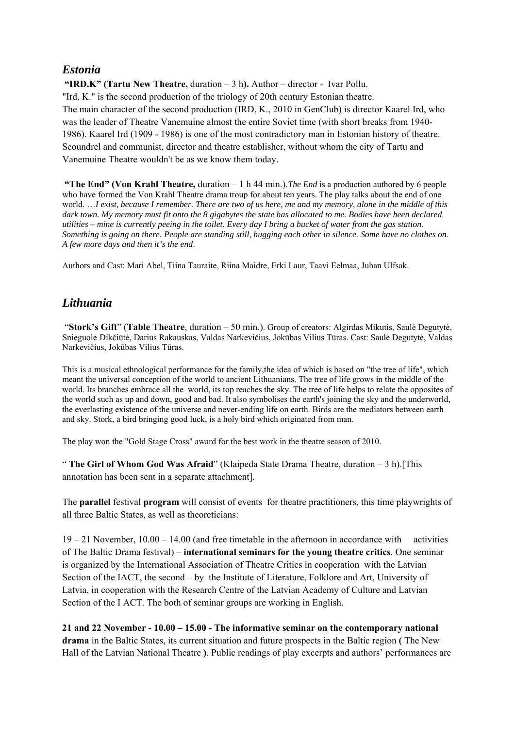## *Estonia*

**"IRD.K" (Tartu New Theatre,** duration – 3 h**).** Author – director - Ivar Pollu.
"Ird, K." is the second production of the triology of 20th century Estonian theatre.
The main character of the second production (IRD, K., 2010 in GenClub) is director Kaarel Ird, who was the leader of Theatre Vanemuine almost the entire Soviet time (with short breaks from 1940-1986). Kaarel Ird (1909 - 1986) is one of the most contradictory man in Estonian history of theatre. Scoundrel and communist, director and theatre establisher, without whom the city of Tartu and Vanemuine Theatre wouldn't be as we know them today.

**"The End" (Von Krahl Theatre,** duration – 1 h 44 min.).*The End* is a production authored by 6 people who have formed the Von Krahl Theatre drama troup for about ten years. The play talks about the end of one world. …*I exist, because I remember. There are two of us here, me and my memory, alone in the middle of this dark town. My memory must fit onto the 8 gigabytes the state has allocated to me. Bodies have been declared utilities – mine is currently peeing in the toilet. Every day I bring a bucket of water from the gas station. Something is going on there. People are standing still, hugging each other in silence. Some have no clothes on. A few more days and then it's the end*.

Authors and Cast: Mari Abel, Tiina Tauraite, Riina Maidre, Erki Laur, Taavi Eelmaa, Juhan Ulfsak.

## *Lithuania*

"**Stork's Gift**" (**Table Theatre**, duration – 50 min.). Group of creators: Algirdas Mikutis, Saulė Degutytė, Snieguolė Dikčiūtė, Darius Rakauskas, Valdas Narkevičius, Jokūbas Vilius Tūras. Cast: Saulė Degutytė, Valdas Narkevičius, Jokūbas Vilius Tūras.

This is a musical ethnological performance for the family,the idea of which is based on "the tree of life", which meant the universal conception of the world to ancient Lithuanians. The tree of life grows in the middle of the world. Its branches embrace all the world, its top reaches the sky. The tree of life helps to relate the opposites of the world such as up and down, good and bad. It also symbolises the earth's joining the sky and the underworld, the everlasting existence of the universe and never-ending life on earth. Birds are the mediators between earth and sky. Stork, a bird bringing good luck, is a holy bird which originated from man.

The play won the "Gold Stage Cross" award for the best work in the theatre season of 2010.

" **The Girl of Whom God Was Afraid**" (Klaipeda State Drama Theatre, duration – 3 h).[This annotation has been sent in a separate attachment].

The **parallel** festival **program** will consist of events for theatre practitioners, this time playwrights of all three Baltic States, as well as theoreticians:

19 – 21 November, 10.00 – 14.00 (and free timetable in the afternoon in accordance with activities of The Baltic Drama festival) – **international seminars for the young theatre critics**. One seminar is organized by the International Association of Theatre Critics in cooperation with the Latvian Section of the IACT, the second – by the Institute of Literature, Folklore and Art, University of Latvia, in cooperation with the Research Centre of the Latvian Academy of Culture and Latvian Section of the I ACT. The both of seminar groups are working in English.

**21 and 22 November - 10.00 – 15.00 - The informative seminar on the contemporary national drama** in the Baltic States, its current situation and future prospects in the Baltic region **(** The New Hall of the Latvian National Theatre **)**. Public readings of play excerpts and authors' performances are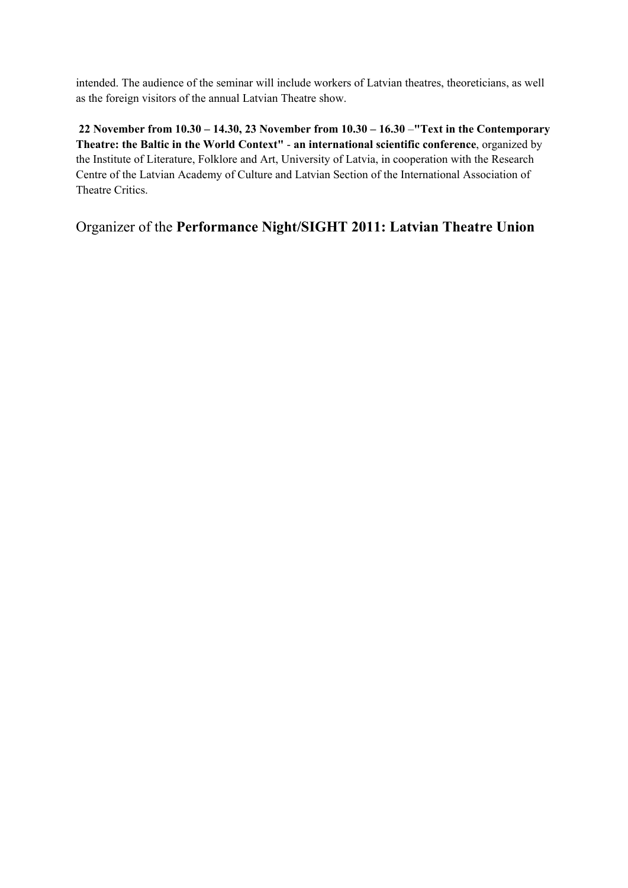intended. The audience of the seminar will include workers of Latvian theatres, theoreticians, as well as the foreign visitors of the annual Latvian Theatre show.

**22 November from 10.30 – 14.30, 23 November from 10.30 – 16.30** –**"Text in the Contemporary Theatre: the Baltic in the World Context"** - **an international scientific conference**, organized by the Institute of Literature, Folklore and Art, University of Latvia, in cooperation with the Research Centre of the Latvian Academy of Culture and Latvian Section of the International Association of Theatre Critics.

Organizer of the **Performance Night/SIGHT 2011: Latvian Theatre Union**